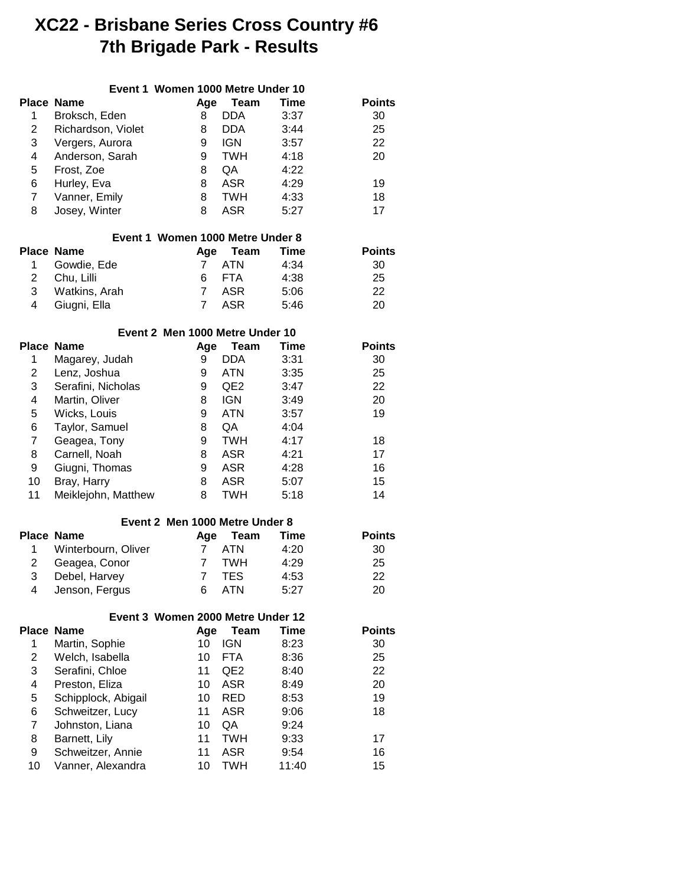# XC22 - Brisbane Series Cross Country #6
# 7th Brigade Park - Results

### Event 1 Women 1000 Metre Under 10

| Place | Name | Age | Team | Time | Points |
|---|---|---|---|---|---|
| 1 | Broksch, Eden | 8 | DDA | 3:37 | 30 |
| 2 | Richardson, Violet | 8 | DDA | 3:44 | 25 |
| 3 | Vergers, Aurora | 9 | IGN | 3:57 | 22 |
| 4 | Anderson, Sarah | 9 | TWH | 4:18 | 20 |
| 5 | Frost, Zoe | 8 | QA | 4:22 | |
| 6 | Hurley, Eva | 8 | ASR | 4:29 | 19 |
| 7 | Vanner, Emily | 8 | TWH | 4:33 | 18 |
| 8 | Josey, Winter | 8 | ASR | 5:27 | 17 |

### Event 1 Women 1000 Metre Under 8

| Place | Name | Age | Team | Time | Points |
|---|---|---|---|---|---|
| 1 | Gowdie, Ede | 7 | ATN | 4:34 | 30 |
| 2 | Chu, Lilli | 6 | FTA | 4:38 | 25 |
| 3 | Watkins, Arah | 7 | ASR | 5:06 | 22 |
| 4 | Giugni, Ella | 7 | ASR | 5:46 | 20 |

### Event 2 Men 1000 Metre Under 10

| Place | Name | Age | Team | Time | Points |
|---|---|---|---|---|---|
| 1 | Magarey, Judah | 9 | DDA | 3:31 | 30 |
| 2 | Lenz, Joshua | 9 | ATN | 3:35 | 25 |
| 3 | Serafini, Nicholas | 9 | QE2 | 3:47 | 22 |
| 4 | Martin, Oliver | 8 | IGN | 3:49 | 20 |
| 5 | Wicks, Louis | 9 | ATN | 3:57 | 19 |
| 6 | Taylor, Samuel | 8 | QA | 4:04 | |
| 7 | Geagea, Tony | 9 | TWH | 4:17 | 18 |
| 8 | Carnell, Noah | 8 | ASR | 4:21 | 17 |
| 9 | Giugni, Thomas | 9 | ASR | 4:28 | 16 |
| 10 | Bray, Harry | 8 | ASR | 5:07 | 15 |
| 11 | Meiklejohn, Matthew | 8 | TWH | 5:18 | 14 |

### Event 2 Men 1000 Metre Under 8

| Place | Name | Age | Team | Time | Points |
|---|---|---|---|---|---|
| 1 | Winterbourn, Oliver | 7 | ATN | 4:20 | 30 |
| 2 | Geagea, Conor | 7 | TWH | 4:29 | 25 |
| 3 | Debel, Harvey | 7 | TES | 4:53 | 22 |
| 4 | Jenson, Fergus | 6 | ATN | 5:27 | 20 |

### Event 3 Women 2000 Metre Under 12

| Place | Name | Age | Team | Time | Points |
|---|---|---|---|---|---|
| 1 | Martin, Sophie | 10 | IGN | 8:23 | 30 |
| 2 | Welch, Isabella | 10 | FTA | 8:36 | 25 |
| 3 | Serafini, Chloe | 11 | QE2 | 8:40 | 22 |
| 4 | Preston, Eliza | 10 | ASR | 8:49 | 20 |
| 5 | Schipplock, Abigail | 10 | RED | 8:53 | 19 |
| 6 | Schweitzer, Lucy | 11 | ASR | 9:06 | 18 |
| 7 | Johnston, Liana | 10 | QA | 9:24 | |
| 8 | Barnett, Lily | 11 | TWH | 9:33 | 17 |
| 9 | Schweitzer, Annie | 11 | ASR | 9:54 | 16 |
| 10 | Vanner, Alexandra | 10 | TWH | 11:40 | 15 |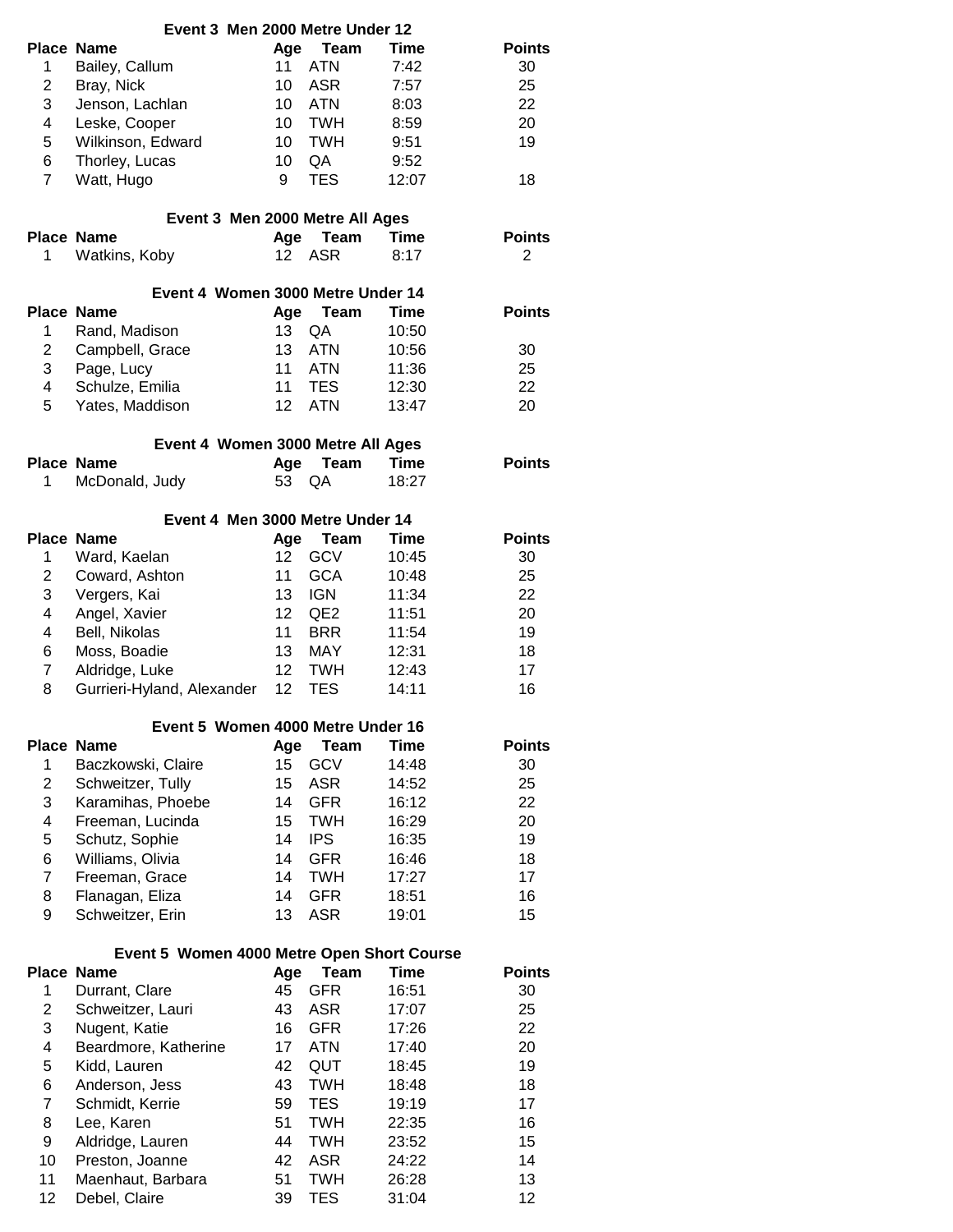### Event 3 Men 2000 Metre Under 12

| Place | Name | Age | Team | Time | Points |
|---|---|---|---|---|---|
| 1 | Bailey, Callum | 11 | ATN | 7:42 | 30 |
| 2 | Bray, Nick | 10 | ASR | 7:57 | 25 |
| 3 | Jenson, Lachlan | 10 | ATN | 8:03 | 22 |
| 4 | Leske, Cooper | 10 | TWH | 8:59 | 20 |
| 5 | Wilkinson, Edward | 10 | TWH | 9:51 | 19 |
| 6 | Thorley, Lucas | 10 | QA | 9:52 | |
| 7 | Watt, Hugo | 9 | TES | 12:07 | 18 |

### Event 3 Men 2000 Metre All Ages

| Place | Name | Age | Team | Time | Points |
|---|---|---|---|---|---|
| 1 | Watkins, Koby | 12 | ASR | 8:17 | 2 |

### Event 4 Women 3000 Metre Under 14

| Place | Name | Age | Team | Time | Points |
|---|---|---|---|---|---|
| 1 | Rand, Madison | 13 | QA | 10:50 | |
| 2 | Campbell, Grace | 13 | ATN | 10:56 | 30 |
| 3 | Page, Lucy | 11 | ATN | 11:36 | 25 |
| 4 | Schulze, Emilia | 11 | TES | 12:30 | 22 |
| 5 | Yates, Maddison | 12 | ATN | 13:47 | 20 |

### Event 4 Women 3000 Metre All Ages

| Place | Name | Age | Team | Time | Points |
|---|---|---|---|---|---|
| 1 | McDonald, Judy | 53 | QA | 18:27 | |

### Event 4 Men 3000 Metre Under 14

| Place | Name | Age | Team | Time | Points |
|---|---|---|---|---|---|
| 1 | Ward, Kaelan | 12 | GCV | 10:45 | 30 |
| 2 | Coward, Ashton | 11 | GCA | 10:48 | 25 |
| 3 | Vergers, Kai | 13 | IGN | 11:34 | 22 |
| 4 | Angel, Xavier | 12 | QE2 | 11:51 | 20 |
| 4 | Bell, Nikolas | 11 | BRR | 11:54 | 19 |
| 6 | Moss, Boadie | 13 | MAY | 12:31 | 18 |
| 7 | Aldridge, Luke | 12 | TWH | 12:43 | 17 |
| 8 | Gurrieri-Hyland, Alexander | 12 | TES | 14:11 | 16 |

### Event 5 Women 4000 Metre Under 16

| Place | Name | Age | Team | Time | Points |
|---|---|---|---|---|---|
| 1 | Baczkowski, Claire | 15 | GCV | 14:48 | 30 |
| 2 | Schweitzer, Tully | 15 | ASR | 14:52 | 25 |
| 3 | Karamihas, Phoebe | 14 | GFR | 16:12 | 22 |
| 4 | Freeman, Lucinda | 15 | TWH | 16:29 | 20 |
| 5 | Schutz, Sophie | 14 | IPS | 16:35 | 19 |
| 6 | Williams, Olivia | 14 | GFR | 16:46 | 18 |
| 7 | Freeman, Grace | 14 | TWH | 17:27 | 17 |
| 8 | Flanagan, Eliza | 14 | GFR | 18:51 | 16 |
| 9 | Schweitzer, Erin | 13 | ASR | 19:01 | 15 |

### Event 5 Women 4000 Metre Open Short Course

| Place | Name | Age | Team | Time | Points |
|---|---|---|---|---|---|
| 1 | Durrant, Clare | 45 | GFR | 16:51 | 30 |
| 2 | Schweitzer, Lauri | 43 | ASR | 17:07 | 25 |
| 3 | Nugent, Katie | 16 | GFR | 17:26 | 22 |
| 4 | Beardmore, Katherine | 17 | ATN | 17:40 | 20 |
| 5 | Kidd, Lauren | 42 | QUT | 18:45 | 19 |
| 6 | Anderson, Jess | 43 | TWH | 18:48 | 18 |
| 7 | Schmidt, Kerrie | 59 | TES | 19:19 | 17 |
| 8 | Lee, Karen | 51 | TWH | 22:35 | 16 |
| 9 | Aldridge, Lauren | 44 | TWH | 23:52 | 15 |
| 10 | Preston, Joanne | 42 | ASR | 24:22 | 14 |
| 11 | Maenhaut, Barbara | 51 | TWH | 26:28 | 13 |
| 12 | Debel, Claire | 39 | TES | 31:04 | 12 |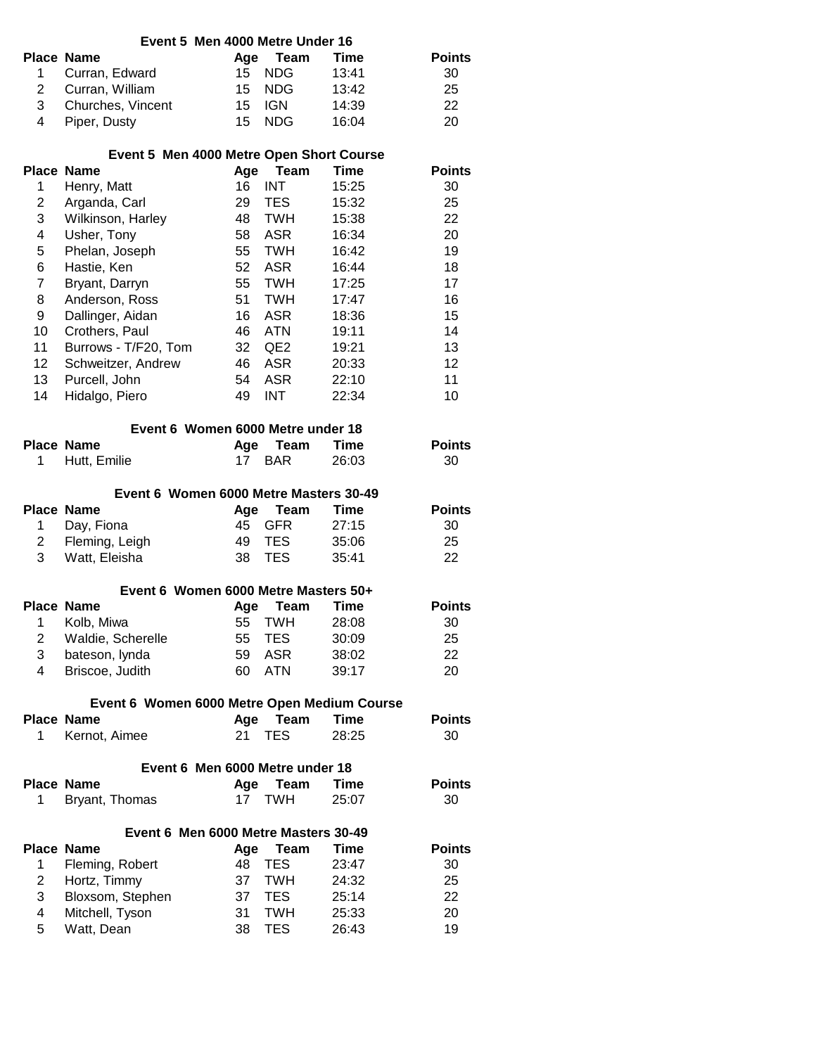### Event 5 Men 4000 Metre Under 16

| Place | Name | Age | Team | Time | Points |
|---|---|---|---|---|---|
| 1 | Curran, Edward | 15 | NDG | 13:41 | 30 |
| 2 | Curran, William | 15 | NDG | 13:42 | 25 |
| 3 | Churches, Vincent | 15 | IGN | 14:39 | 22 |
| 4 | Piper, Dusty | 15 | NDG | 16:04 | 20 |

### Event 5 Men 4000 Metre Open Short Course

| Place | Name | Age | Team | Time | Points |
|---|---|---|---|---|---|
| 1 | Henry, Matt | 16 | INT | 15:25 | 30 |
| 2 | Arganda, Carl | 29 | TES | 15:32 | 25 |
| 3 | Wilkinson, Harley | 48 | TWH | 15:38 | 22 |
| 4 | Usher, Tony | 58 | ASR | 16:34 | 20 |
| 5 | Phelan, Joseph | 55 | TWH | 16:42 | 19 |
| 6 | Hastie, Ken | 52 | ASR | 16:44 | 18 |
| 7 | Bryant, Darryn | 55 | TWH | 17:25 | 17 |
| 8 | Anderson, Ross | 51 | TWH | 17:47 | 16 |
| 9 | Dallinger, Aidan | 16 | ASR | 18:36 | 15 |
| 10 | Crothers, Paul | 46 | ATN | 19:11 | 14 |
| 11 | Burrows - T/F20, Tom | 32 | QE2 | 19:21 | 13 |
| 12 | Schweitzer, Andrew | 46 | ASR | 20:33 | 12 |
| 13 | Purcell, John | 54 | ASR | 22:10 | 11 |
| 14 | Hidalgo, Piero | 49 | INT | 22:34 | 10 |

### Event 6 Women 6000 Metre under 18

| Place | Name | Age | Team | Time | Points |
|---|---|---|---|---|---|
| 1 | Hutt, Emilie | 17 | BAR | 26:03 | 30 |

### Event 6 Women 6000 Metre Masters 30-49

| Place | Name | Age | Team | Time | Points |
|---|---|---|---|---|---|
| 1 | Day, Fiona | 45 | GFR | 27:15 | 30 |
| 2 | Fleming, Leigh | 49 | TES | 35:06 | 25 |
| 3 | Watt, Eleisha | 38 | TES | 35:41 | 22 |

### Event 6 Women 6000 Metre Masters 50+

| Place | Name | Age | Team | Time | Points |
|---|---|---|---|---|---|
| 1 | Kolb, Miwa | 55 | TWH | 28:08 | 30 |
| 2 | Waldie, Scherelle | 55 | TES | 30:09 | 25 |
| 3 | bateson, lynda | 59 | ASR | 38:02 | 22 |
| 4 | Briscoe, Judith | 60 | ATN | 39:17 | 20 |

### Event 6 Women 6000 Metre Open Medium Course

| Place | Name | Age | Team | Time | Points |
|---|---|---|---|---|---|
| 1 | Kernot, Aimee | 21 | TES | 28:25 | 30 |

### Event 6 Men 6000 Metre under 18

| Place | Name | Age | Team | Time | Points |
|---|---|---|---|---|---|
| 1 | Bryant, Thomas | 17 | TWH | 25:07 | 30 |

### Event 6 Men 6000 Metre Masters 30-49

| Place | Name | Age | Team | Time | Points |
|---|---|---|---|---|---|
| 1 | Fleming, Robert | 48 | TES | 23:47 | 30 |
| 2 | Hortz, Timmy | 37 | TWH | 24:32 | 25 |
| 3 | Bloxsom, Stephen | 37 | TES | 25:14 | 22 |
| 4 | Mitchell, Tyson | 31 | TWH | 25:33 | 20 |
| 5 | Watt, Dean | 38 | TES | 26:43 | 19 |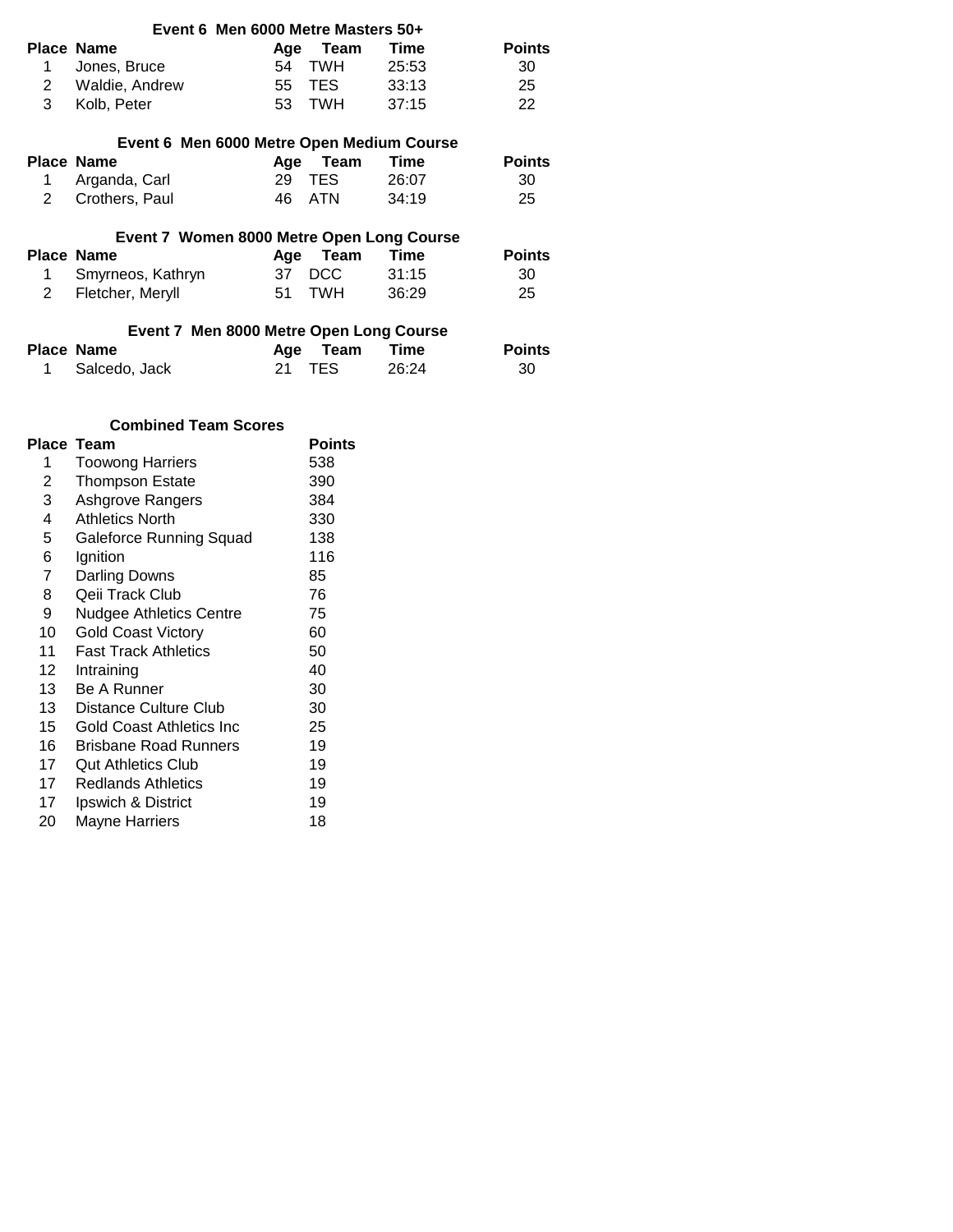### Event 6 Men 6000 Metre Masters 50+

| Place | Name | Age | Team | Time | Points |
|---|---|---|---|---|---|
| 1 | Jones, Bruce | 54 | TWH | 25:53 | 30 |
| 2 | Waldie, Andrew | 55 | TES | 33:13 | 25 |
| 3 | Kolb, Peter | 53 | TWH | 37:15 | 22 |

### Event 6 Men 6000 Metre Open Medium Course

| Place | Name | Age | Team | Time | Points |
|---|---|---|---|---|---|
| 1 | Arganda, Carl | 29 | TES | 26:07 | 30 |
| 2 | Crothers, Paul | 46 | ATN | 34:19 | 25 |

### Event 7 Women 8000 Metre Open Long Course

| Place | Name | Age | Team | Time | Points |
|---|---|---|---|---|---|
| 1 | Smyrneos, Kathryn | 37 | DCC | 31:15 | 30 |
| 2 | Fletcher, Meryll | 51 | TWH | 36:29 | 25 |

### Event 7 Men 8000 Metre Open Long Course

| Place | Name | Age | Team | Time | Points |
|---|---|---|---|---|---|
| 1 | Salcedo, Jack | 21 | TES | 26:24 | 30 |

### Combined Team Scores

| Place | Team | Points |
|---|---|---|
| 1 | Toowong Harriers | 538 |
| 2 | Thompson Estate | 390 |
| 3 | Ashgrove Rangers | 384 |
| 4 | Athletics North | 330 |
| 5 | Galeforce Running Squad | 138 |
| 6 | Ignition | 116 |
| 7 | Darling Downs | 85 |
| 8 | Qeii Track Club | 76 |
| 9 | Nudgee Athletics Centre | 75 |
| 10 | Gold Coast Victory | 60 |
| 11 | Fast Track Athletics | 50 |
| 12 | Intraining | 40 |
| 13 | Be A Runner | 30 |
| 13 | Distance Culture Club | 30 |
| 15 | Gold Coast Athletics Inc | 25 |
| 16 | Brisbane Road Runners | 19 |
| 17 | Qut Athletics Club | 19 |
| 17 | Redlands Athletics | 19 |
| 17 | Ipswich & District | 19 |
| 20 | Mayne Harriers | 18 |